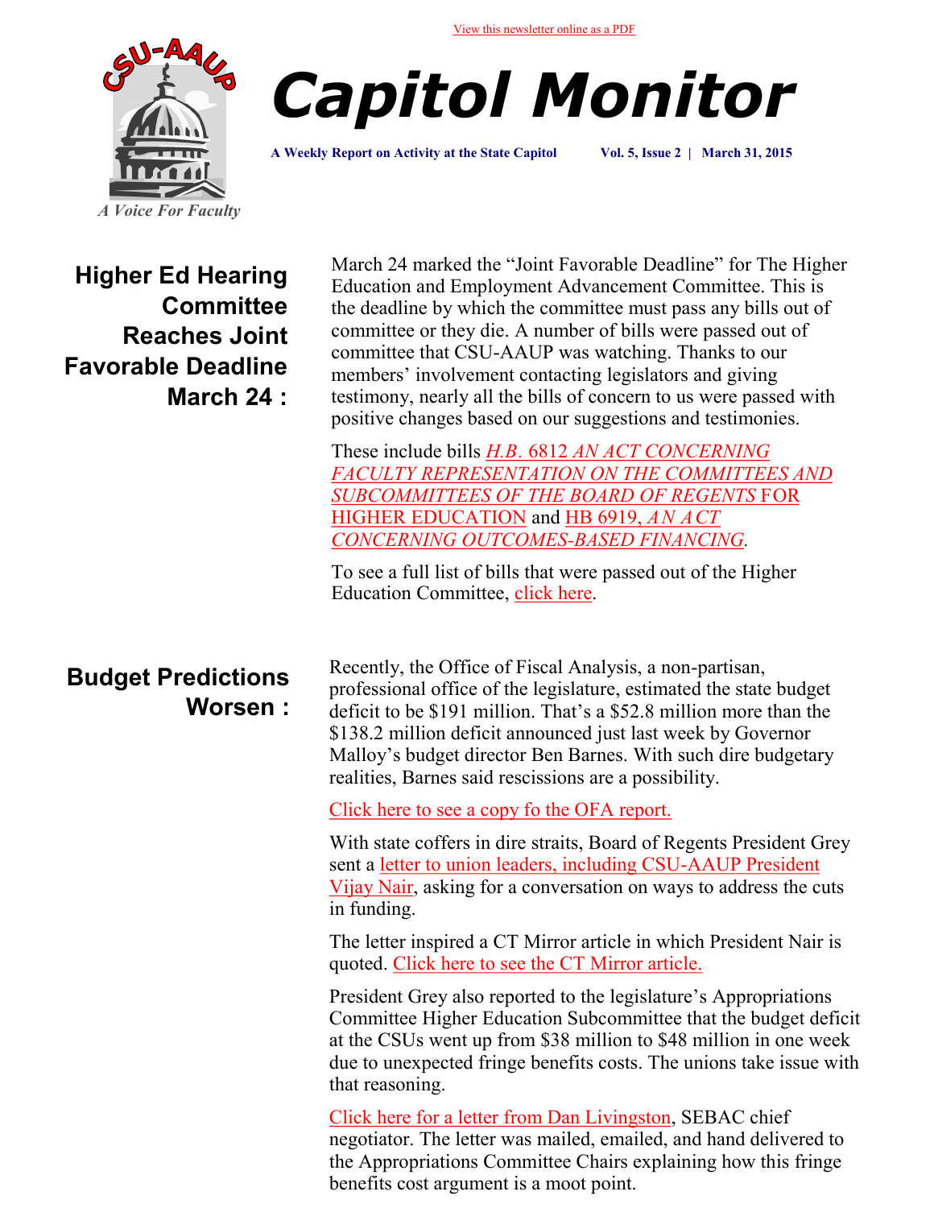View this newsletter online as a PDF

CSU-AAUP

A Voice For Faculty

# Capitol Monitor

**A Weekly Report on Activity at the State Capitol** **Vol. 5, Issue 2 | March 31, 2015**

## Higher Ed Hearing Committee Reaches Joint Favorable Deadline March 24 :

March 24 marked the "Joint Favorable Deadline" for The Higher Education and Employment Advancement Committee. This is the deadline by which the committee must pass any bills out of committee or they die. A number of bills were passed out of committee that CSU-AAUP was watching. Thanks to our members' involvement contacting legislators and giving testimony, nearly all the bills of concern to us were passed with positive changes based on our suggestions and testimonies.

These include bills *H.B. 6812 AN ACT CONCERNING FACULTY REPRESENTATION ON THE COMMITTEES AND SUBCOMMITTEES OF THE BOARD OF REGENTS* FOR HIGHER EDUCATION and HB 6919, *AN ACT CONCERNING OUTCOMES-BASED FINANCING*.

To see a full list of bills that were passed out of the Higher Education Committee, click here.

## Budget Predictions Worsen :

Recently, the Office of Fiscal Analysis, a non-partisan, professional office of the legislature, estimated the state budget deficit to be $191 million. That's a $52.8 million more than the $138.2 million deficit announced just last week by Governor Malloy's budget director Ben Barnes. With such dire budgetary realities, Barnes said rescissions are a possibility.

Click here to see a copy fo the OFA report.

With state coffers in dire straits, Board of Regents President Grey sent a letter to union leaders, including CSU-AAUP President Vijay Nair, asking for a conversation on ways to address the cuts in funding.

The letter inspired a CT Mirror article in which President Nair is quoted. Click here to see the CT Mirror article.

President Grey also reported to the legislature's Appropriations Committee Higher Education Subcommittee that the budget deficit at the CSUs went up from $38 million to $48 million in one week due to unexpected fringe benefits costs. The unions take issue with that reasoning.

Click here for a letter from Dan Livingston, SEBAC chief negotiator. The letter was mailed, emailed, and hand delivered to the Appropriations Committee Chairs explaining how this fringe benefits cost argument is a moot point.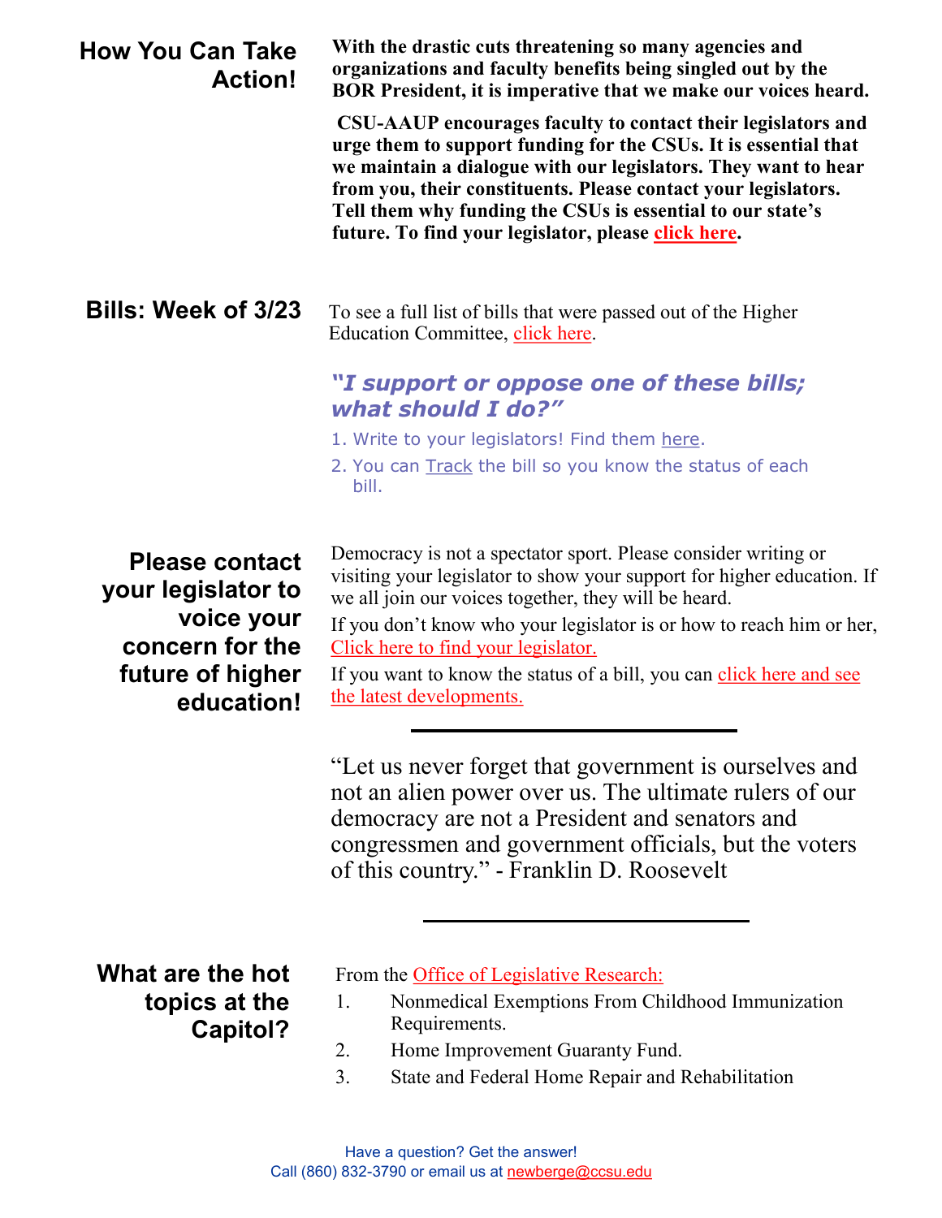## How You Can Take Action!

**With the drastic cuts threatening so many agencies and organizations and faculty benefits being singled out by the BOR President, it is imperative that we make our voices heard.**

**CSU-AAUP encourages faculty to contact their legislators and urge them to support funding for the CSUs. It is essential that we maintain a dialogue with our legislators. They want to hear from you, their constituents. Please contact your legislators. Tell them why funding the CSUs is essential to our state's future. To find your legislator, please click here.**

## Bills: Week of 3/23

To see a full list of bills that were passed out of the Higher Education Committee, click here.

### *"I support or oppose one of these bills; what should I do?"*

1. Write to your legislators! Find them here.
2. You can Track the bill so you know the status of each bill.

## Please contact your legislator to voice your concern for the future of higher education!

Democracy is not a spectator sport. Please consider writing or visiting your legislator to show your support for higher education. If we all join our voices together, they will be heard.

If you don't know who your legislator is or how to reach him or her, Click here to find your legislator.

If you want to know the status of a bill, you can click here and see the latest developments.

---

"Let us never forget that government is ourselves and not an alien power over us. The ultimate rulers of our democracy are not a President and senators and congressmen and government officials, but the voters of this country." - Franklin D. Roosevelt

---

## What are the hot topics at the Capitol?

From the Office of Legislative Research:

1. Nonmedical Exemptions From Childhood Immunization Requirements.
2. Home Improvement Guaranty Fund.
3. State and Federal Home Repair and Rehabilitation

Have a question? Get the answer!
Call (860) 832-3790 or email us at newberge@ccsu.edu